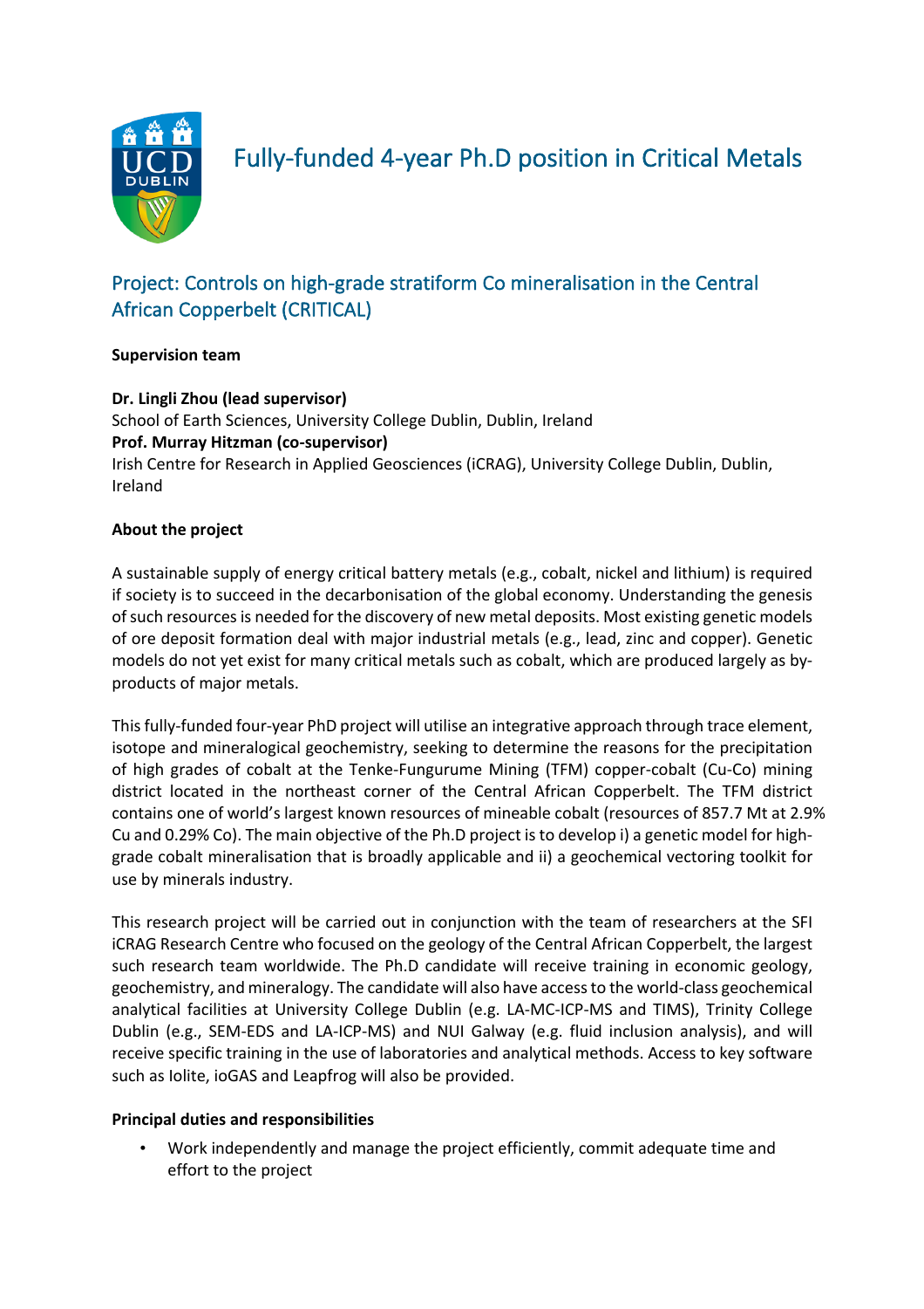# Fully-funded 4-year Ph.D position in Critical Metals

## Project: Controls on high-grade stratiform Co mineralisation in the Central African Copperbelt (CRITICAL)

**Supervision team**

**Dr. Lingli Zhou (lead supervisor)**
School of Earth Sciences, University College Dublin, Dublin, Ireland
**Prof. Murray Hitzman (co-supervisor)**
Irish Centre for Research in Applied Geosciences (iCRAG), University College Dublin, Dublin, Ireland

**About the project**

A sustainable supply of energy critical battery metals (e.g., cobalt, nickel and lithium) is required if society is to succeed in the decarbonisation of the global economy. Understanding the genesis of such resources is needed for the discovery of new metal deposits. Most existing genetic models of ore deposit formation deal with major industrial metals (e.g., lead, zinc and copper). Genetic models do not yet exist for many critical metals such as cobalt, which are produced largely as by-products of major metals.

This fully-funded four-year PhD project will utilise an integrative approach through trace element, isotope and mineralogical geochemistry, seeking to determine the reasons for the precipitation of high grades of cobalt at the Tenke-Fungurume Mining (TFM) copper-cobalt (Cu-Co) mining district located in the northeast corner of the Central African Copperbelt. The TFM district contains one of world's largest known resources of mineable cobalt (resources of 857.7 Mt at 2.9% Cu and 0.29% Co). The main objective of the Ph.D project is to develop i) a genetic model for high-grade cobalt mineralisation that is broadly applicable and ii) a geochemical vectoring toolkit for use by minerals industry.

This research project will be carried out in conjunction with the team of researchers at the SFI iCRAG Research Centre who focused on the geology of the Central African Copperbelt, the largest such research team worldwide. The Ph.D candidate will receive training in economic geology, geochemistry, and mineralogy. The candidate will also have access to the world-class geochemical analytical facilities at University College Dublin (e.g. LA-MC-ICP-MS and TIMS), Trinity College Dublin (e.g., SEM-EDS and LA-ICP-MS) and NUI Galway (e.g. fluid inclusion analysis), and will receive specific training in the use of laboratories and analytical methods. Access to key software such as Iolite, ioGAS and Leapfrog will also be provided.

**Principal duties and responsibilities**

- Work independently and manage the project efficiently, commit adequate time and effort to the project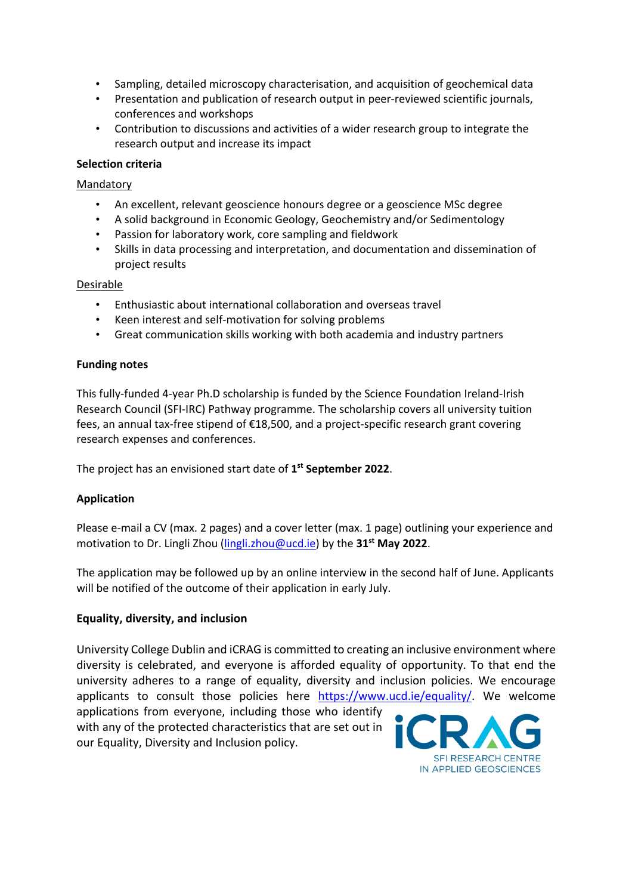- Sampling, detailed microscopy characterisation, and acquisition of geochemical data
- Presentation and publication of research output in peer-reviewed scientific journals, conferences and workshops
- Contribution to discussions and activities of a wider research group to integrate the research output and increase its impact

**Selection criteria**

Mandatory

- An excellent, relevant geoscience honours degree or a geoscience MSc degree
- A solid background in Economic Geology, Geochemistry and/or Sedimentology
- Passion for laboratory work, core sampling and fieldwork
- Skills in data processing and interpretation, and documentation and dissemination of project results

Desirable

- Enthusiastic about international collaboration and overseas travel
- Keen interest and self-motivation for solving problems
- Great communication skills working with both academia and industry partners

**Funding notes**

This fully-funded 4-year Ph.D scholarship is funded by the Science Foundation Ireland-Irish Research Council (SFI-IRC) Pathway programme. The scholarship covers all university tuition fees, an annual tax-free stipend of €18,500, and a project-specific research grant covering research expenses and conferences.

The project has an envisioned start date of **1st September 2022**.

**Application**

Please e-mail a CV (max. 2 pages) and a cover letter (max. 1 page) outlining your experience and motivation to Dr. Lingli Zhou (lingli.zhou@ucd.ie) by the **31st May 2022**.

The application may be followed up by an online interview in the second half of June. Applicants will be notified of the outcome of their application in early July.

**Equality, diversity, and inclusion**

University College Dublin and iCRAG is committed to creating an inclusive environment where diversity is celebrated, and everyone is afforded equality of opportunity. To that end the university adheres to a range of equality, diversity and inclusion policies. We encourage applicants to consult those policies here https://www.ucd.ie/equality/. We welcome applications from everyone, including those who identify with any of the protected characteristics that are set out in our Equality, Diversity and Inclusion policy.

iCRAG
SFI RESEARCH CENTRE IN APPLIED GEOSCIENCES